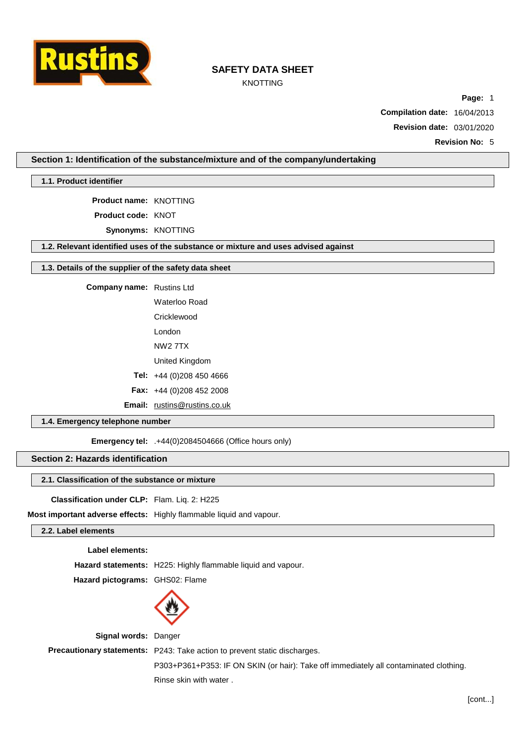# SAFETY DATA SHEET

KNOTTING

**Page:** 1

**Compilation date:** 16/04/2013

**Revision date:** 03/01/2020

**Revision No:** 5

## Section 1: Identification of the substance/mixture and of the company/undertaking

### 1.1. Product identifier

**Product name:** KNOTTING

**Product code:** KNOT

**Synonyms:** KNOTTING

### 1.2. Relevant identified uses of the substance or mixture and uses advised against

### 1.3. Details of the supplier of the safety data sheet

**Company name:** Rustins Ltd
Waterloo Road
Cricklewood
London
NW2 7TX
United Kingdom

**Tel:** +44 (0)208 450 4666

**Fax:** +44 (0)208 452 2008

**Email:** rustins@rustins.co.uk

### 1.4. Emergency telephone number

**Emergency tel:** .+44(0)2084504666 (Office hours only)

## Section 2: Hazards identification

### 2.1. Classification of the substance or mixture

**Classification under CLP:** Flam. Liq. 2: H225

**Most important adverse effects:** Highly flammable liquid and vapour.

### 2.2. Label elements

**Label elements:**

**Hazard statements:** H225: Highly flammable liquid and vapour.

**Hazard pictograms:** GHS02: Flame

**Signal words:** Danger

**Precautionary statements:** P243: Take action to prevent static discharges.
P303+P361+P353: IF ON SKIN (or hair): Take off immediately all contaminated clothing.
Rinse skin with water .

[cont...]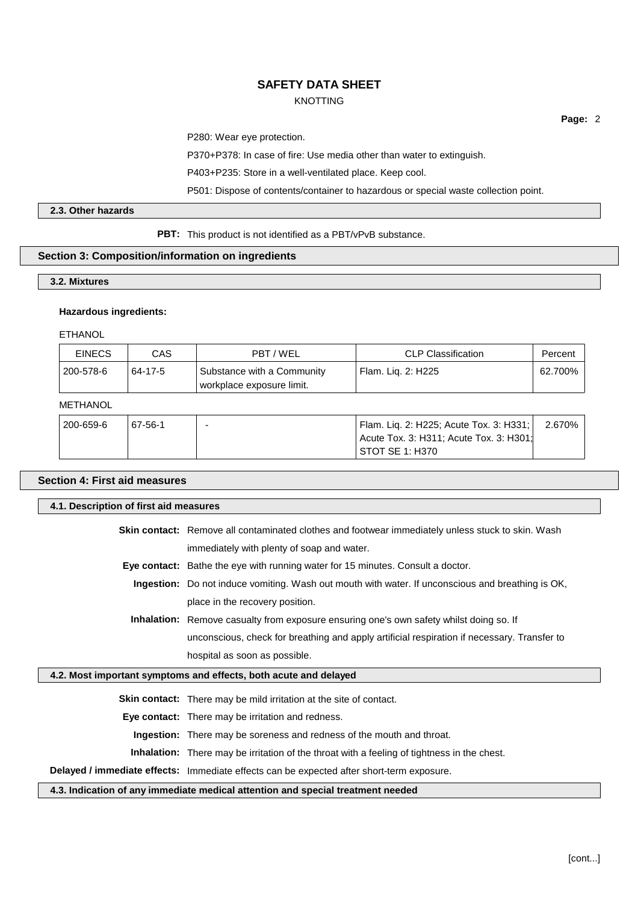P280: Wear eye protection.

P370+P378: In case of fire: Use media other than water to extinguish.

P403+P235: Store in a well-ventilated place. Keep cool.

P501: Dispose of contents/container to hazardous or special waste collection point.

### 2.3. Other hazards

**PBT:** This product is not identified as a PBT/vPvB substance.

## Section 3: Composition/information on ingredients

### 3.2. Mixtures

**Hazardous ingredients:**

ETHANOL

| EINECS | CAS | PBT / WEL | CLP Classification | Percent |
|---|---|---|---|---|
| 200-578-6 | 64-17-5 | Substance with a Community workplace exposure limit. | Flam. Liq. 2: H225 | 62.700% |

METHANOL

| EINECS | CAS | PBT / WEL | CLP Classification | Percent |
|---|---|---|---|---|
| 200-659-6 | 67-56-1 | - | Flam. Liq. 2: H225; Acute Tox. 3: H331; Acute Tox. 3: H311; Acute Tox. 3: H301; STOT SE 1: H370 | 2.670% |

## Section 4: First aid measures

### 4.1. Description of first aid measures

**Skin contact:** Remove all contaminated clothes and footwear immediately unless stuck to skin. Wash immediately with plenty of soap and water.

**Eye contact:** Bathe the eye with running water for 15 minutes. Consult a doctor.

**Ingestion:** Do not induce vomiting. Wash out mouth with water. If unconscious and breathing is OK, place in the recovery position.

**Inhalation:** Remove casualty from exposure ensuring one's own safety whilst doing so. If unconscious, check for breathing and apply artificial respiration if necessary. Transfer to hospital as soon as possible.

### 4.2. Most important symptoms and effects, both acute and delayed

**Skin contact:** There may be mild irritation at the site of contact.

**Eye contact:** There may be irritation and redness.

**Ingestion:** There may be soreness and redness of the mouth and throat.

**Inhalation:** There may be irritation of the throat with a feeling of tightness in the chest.

**Delayed / immediate effects:** Immediate effects can be expected after short-term exposure.

### 4.3. Indication of any immediate medical attention and special treatment needed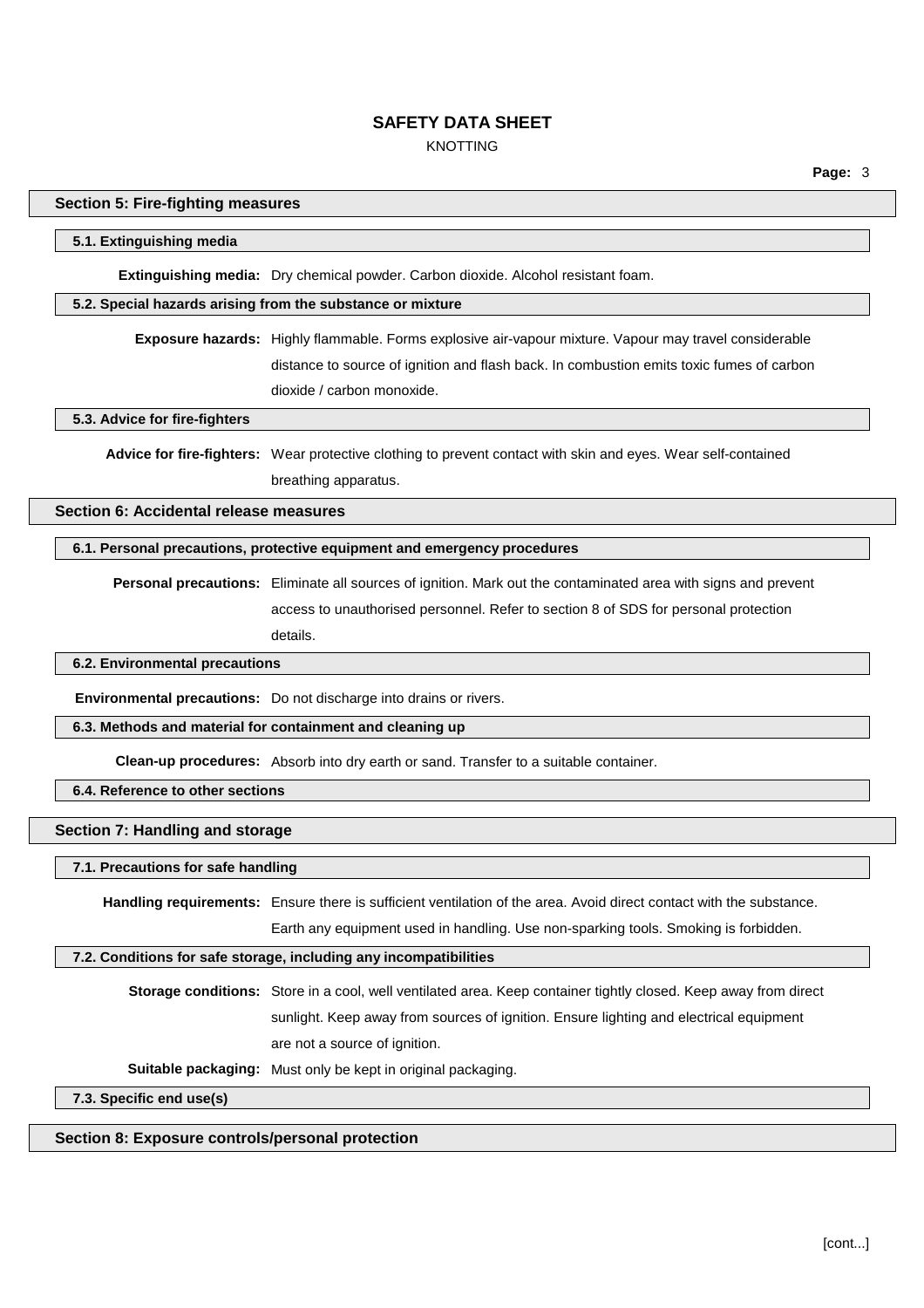## Section 5: Fire-fighting measures

### 5.1. Extinguishing media

**Extinguishing media:** Dry chemical powder. Carbon dioxide. Alcohol resistant foam.

### 5.2. Special hazards arising from the substance or mixture

**Exposure hazards:** Highly flammable. Forms explosive air-vapour mixture. Vapour may travel considerable distance to source of ignition and flash back. In combustion emits toxic fumes of carbon dioxide / carbon monoxide.

### 5.3. Advice for fire-fighters

**Advice for fire-fighters:** Wear protective clothing to prevent contact with skin and eyes. Wear self-contained breathing apparatus.

## Section 6: Accidental release measures

### 6.1. Personal precautions, protective equipment and emergency procedures

**Personal precautions:** Eliminate all sources of ignition. Mark out the contaminated area with signs and prevent access to unauthorised personnel. Refer to section 8 of SDS for personal protection details.

### 6.2. Environmental precautions

**Environmental precautions:** Do not discharge into drains or rivers.

### 6.3. Methods and material for containment and cleaning up

**Clean-up procedures:** Absorb into dry earth or sand. Transfer to a suitable container.

### 6.4. Reference to other sections

## Section 7: Handling and storage

### 7.1. Precautions for safe handling

**Handling requirements:** Ensure there is sufficient ventilation of the area. Avoid direct contact with the substance. Earth any equipment used in handling. Use non-sparking tools. Smoking is forbidden.

### 7.2. Conditions for safe storage, including any incompatibilities

**Storage conditions:** Store in a cool, well ventilated area. Keep container tightly closed. Keep away from direct sunlight. Keep away from sources of ignition. Ensure lighting and electrical equipment are not a source of ignition.

**Suitable packaging:** Must only be kept in original packaging.

### 7.3. Specific end use(s)

## Section 8: Exposure controls/personal protection

[cont...]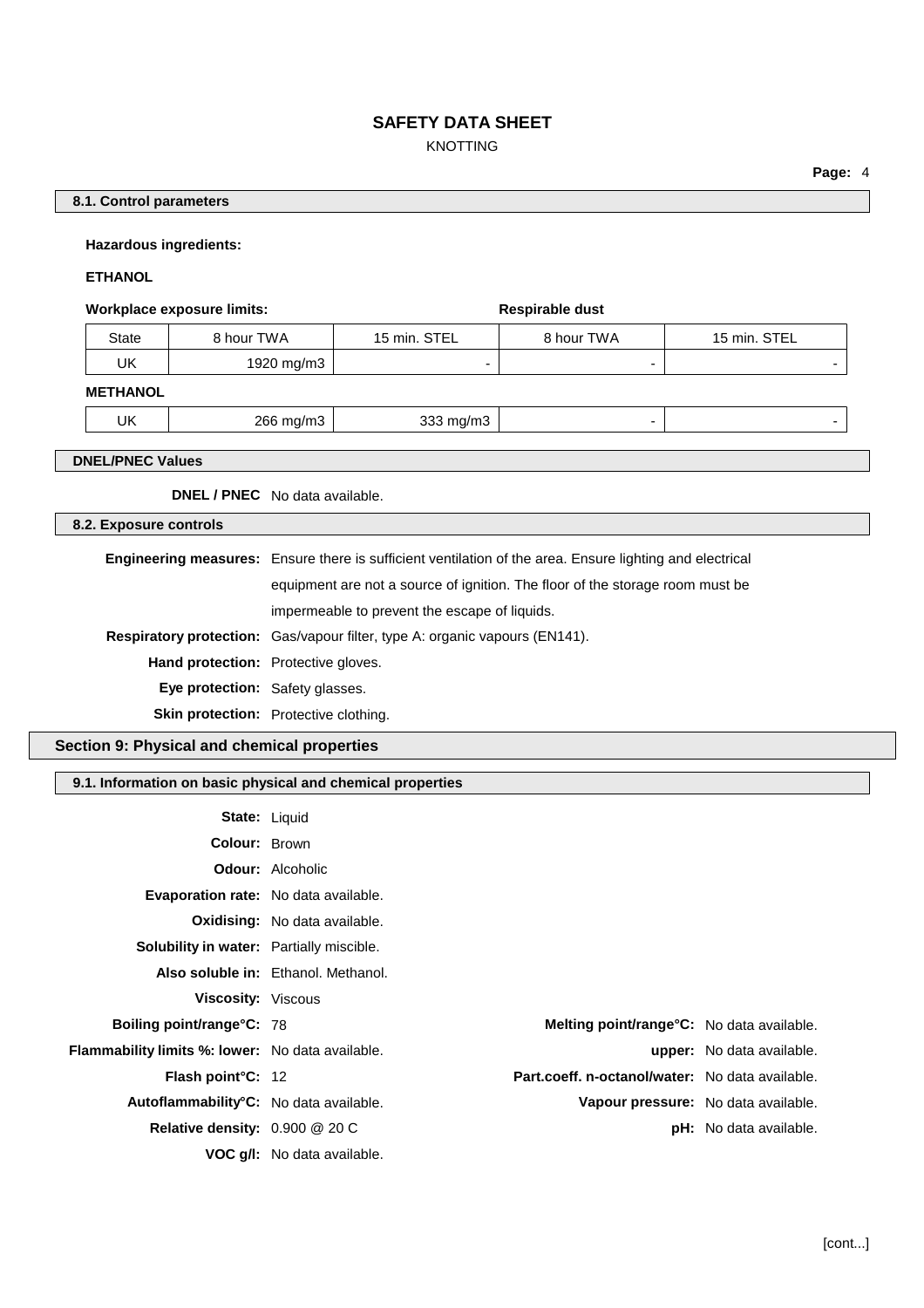### 8.1. Control parameters

**Hazardous ingredients:**

**ETHANOL**

**Workplace exposure limits:** **Respirable dust**

| State | 8 hour TWA | 15 min. STEL | 8 hour TWA | 15 min. STEL |
|---|---|---|---|---|
| UK | 1920 mg/m3 | - | - | - |

**METHANOL**

| State | 8 hour TWA | 15 min. STEL | 8 hour TWA | 15 min. STEL |
|---|---|---|---|---|
| UK | 266 mg/m3 | 333 mg/m3 | - | - |

### DNEL/PNEC Values

**DNEL / PNEC** No data available.

### 8.2. Exposure controls

**Engineering measures:** Ensure there is sufficient ventilation of the area. Ensure lighting and electrical equipment are not a source of ignition. The floor of the storage room must be impermeable to prevent the escape of liquids.

**Respiratory protection:** Gas/vapour filter, type A: organic vapours (EN141).

**Hand protection:** Protective gloves.

**Eye protection:** Safety glasses.

**Skin protection:** Protective clothing.

## Section 9: Physical and chemical properties

### 9.1. Information on basic physical and chemical properties

**State:** Liquid

**Colour:** Brown

**Odour:** Alcoholic

**Evaporation rate:** No data available.

**Oxidising:** No data available.

**Solubility in water:** Partially miscible.

**Also soluble in:** Ethanol. Methanol.

**Viscosity:** Viscous

**Boiling point/range°C:** 78

**Melting point/range°C:** No data available.

**Flammability limits %: lower:** No data available.

**upper:** No data available.

**Flash point°C:** 12

**Part.coeff. n-octanol/water:** No data available.

**Autoflammability°C:** No data available.

**Vapour pressure:** No data available.

**Relative density:** 0.900 @ 20 C

**pH:** No data available.

**VOC g/l:** No data available.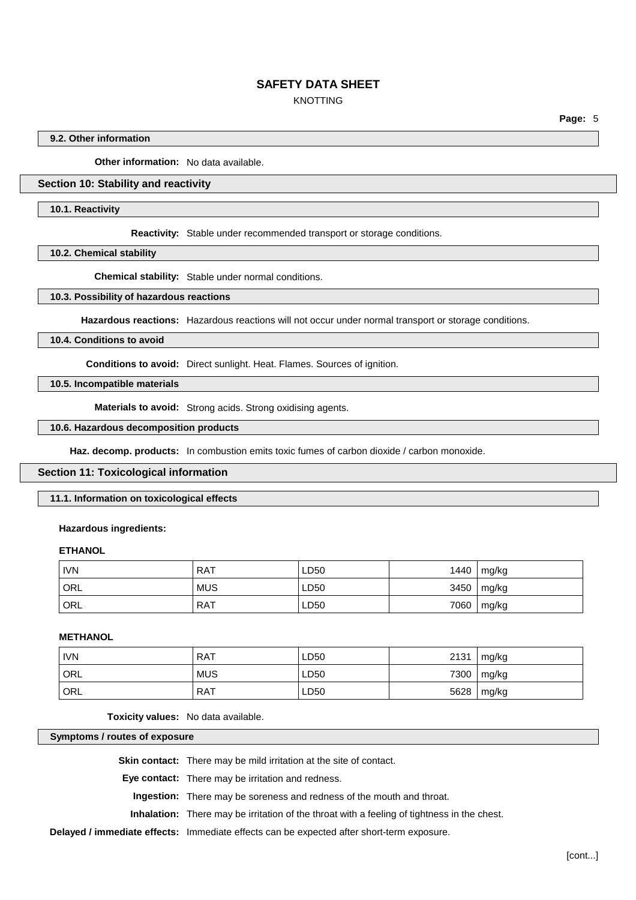### 9.2. Other information

**Other information:** No data available.

## Section 10: Stability and reactivity

### 10.1. Reactivity

**Reactivity:** Stable under recommended transport or storage conditions.

### 10.2. Chemical stability

**Chemical stability:** Stable under normal conditions.

### 10.3. Possibility of hazardous reactions

**Hazardous reactions:** Hazardous reactions will not occur under normal transport or storage conditions.

### 10.4. Conditions to avoid

**Conditions to avoid:** Direct sunlight. Heat. Flames. Sources of ignition.

### 10.5. Incompatible materials

**Materials to avoid:** Strong acids. Strong oxidising agents.

### 10.6. Hazardous decomposition products

**Haz. decomp. products:** In combustion emits toxic fumes of carbon dioxide / carbon monoxide.

## Section 11: Toxicological information

### 11.1. Information on toxicological effects

**Hazardous ingredients:**

**ETHANOL**

| | | | | |
|---|---|---|---|---|
| IVN | RAT | LD50 | 1440 | mg/kg |
| ORL | MUS | LD50 | 3450 | mg/kg |
| ORL | RAT | LD50 | 7060 | mg/kg |

**METHANOL**

| | | | | |
|---|---|---|---|---|
| IVN | RAT | LD50 | 2131 | mg/kg |
| ORL | MUS | LD50 | 7300 | mg/kg |
| ORL | RAT | LD50 | 5628 | mg/kg |

**Toxicity values:** No data available.

### Symptoms / routes of exposure

**Skin contact:** There may be mild irritation at the site of contact.

**Eye contact:** There may be irritation and redness.

**Ingestion:** There may be soreness and redness of the mouth and throat.

**Inhalation:** There may be irritation of the throat with a feeling of tightness in the chest.

**Delayed / immediate effects:** Immediate effects can be expected after short-term exposure.

[cont...]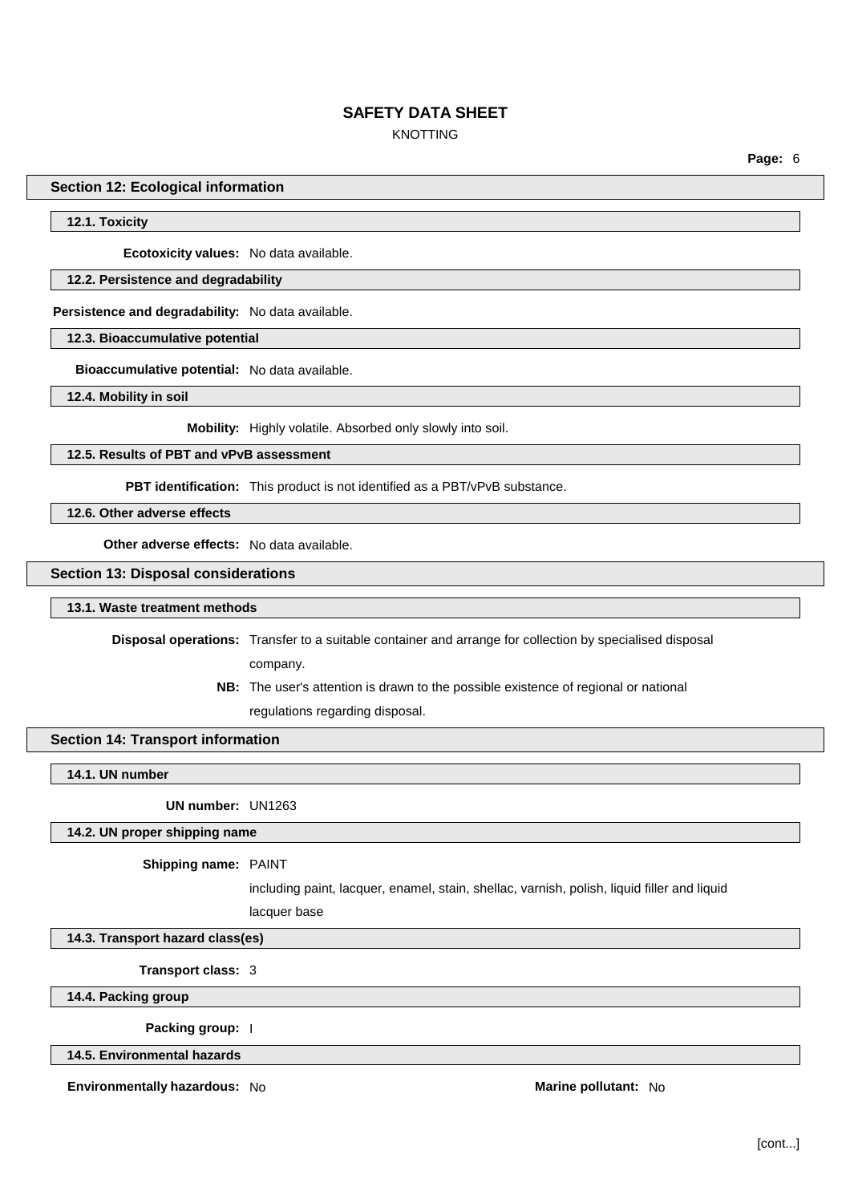## Section 12: Ecological information

### 12.1. Toxicity

**Ecotoxicity values:** No data available.

### 12.2. Persistence and degradability

**Persistence and degradability:** No data available.

### 12.3. Bioaccumulative potential

**Bioaccumulative potential:** No data available.

### 12.4. Mobility in soil

**Mobility:** Highly volatile. Absorbed only slowly into soil.

### 12.5. Results of PBT and vPvB assessment

**PBT identification:** This product is not identified as a PBT/vPvB substance.

### 12.6. Other adverse effects

**Other adverse effects:** No data available.

## Section 13: Disposal considerations

### 13.1. Waste treatment methods

**Disposal operations:** Transfer to a suitable container and arrange for collection by specialised disposal company.

**NB:** The user's attention is drawn to the possible existence of regional or national regulations regarding disposal.

## Section 14: Transport information

### 14.1. UN number

**UN number:** UN1263

### 14.2. UN proper shipping name

**Shipping name:** PAINT

including paint, lacquer, enamel, stain, shellac, varnish, polish, liquid filler and liquid lacquer base

### 14.3. Transport hazard class(es)

**Transport class:** 3

### 14.4. Packing group

**Packing group:** I

### 14.5. Environmental hazards

**Environmentally hazardous:** No

**Marine pollutant:** No

[cont...]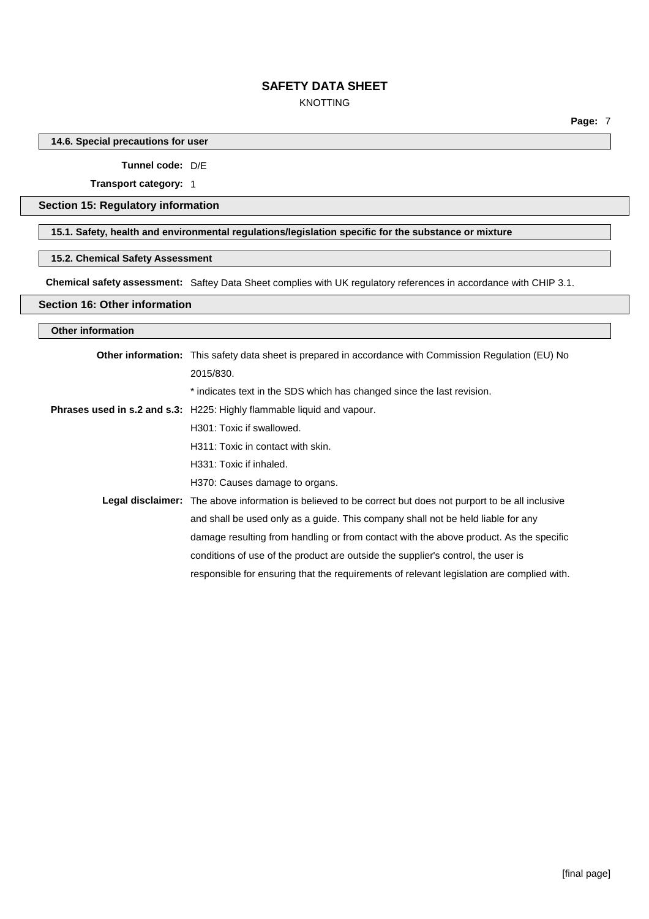### 14.6. Special precautions for user

**Tunnel code:** D/E

**Transport category:** 1

## Section 15: Regulatory information

### 15.1. Safety, health and environmental regulations/legislation specific for the substance or mixture

### 15.2. Chemical Safety Assessment

**Chemical safety assessment:** Saftey Data Sheet complies with UK regulatory references in accordance with CHIP 3.1.

## Section 16: Other information

### Other information

**Other information:** This safety data sheet is prepared in accordance with Commission Regulation (EU) No 2015/830.

* indicates text in the SDS which has changed since the last revision.

**Phrases used in s.2 and s.3:** H225: Highly flammable liquid and vapour.

H301: Toxic if swallowed.

H311: Toxic in contact with skin.

H331: Toxic if inhaled.

H370: Causes damage to organs.

**Legal disclaimer:** The above information is believed to be correct but does not purport to be all inclusive and shall be used only as a guide. This company shall not be held liable for any damage resulting from handling or from contact with the above product. As the specific conditions of use of the product are outside the supplier's control, the user is responsible for ensuring that the requirements of relevant legislation are complied with.

[final page]